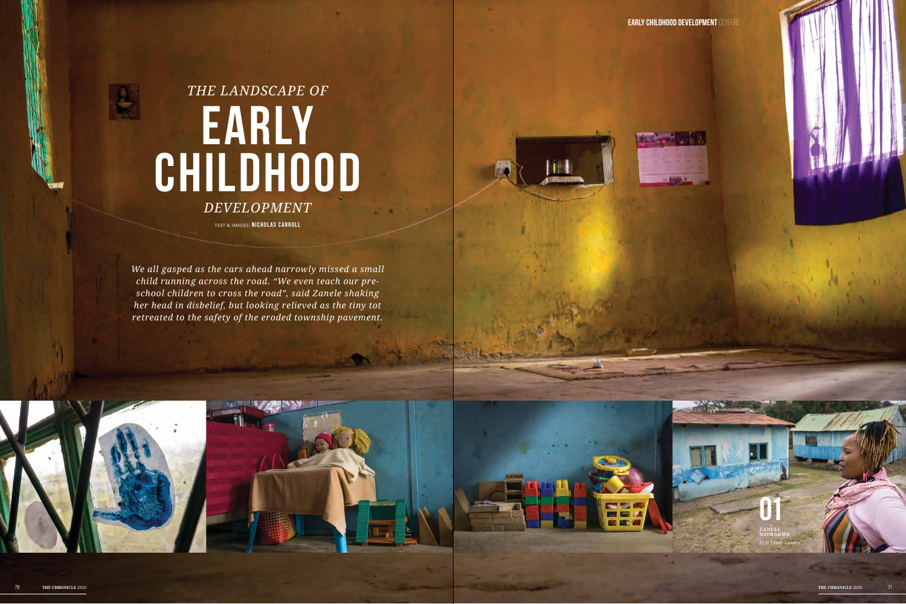# *THE LANDSCAPE OF* EARLY CHILDHOOD *DEVELOPMENT*

TEXT & IMAGES: **NICHOLAS CARROLL**

*We all gasped as the cars ahead narrowly missed a small child running across the road. "We even teach our pre-school children to cross the road", said Zanele shaking her head in disbelief, but looking relieved as the tiny tot retreated to the safety of the eroded township pavement.*

**01**

**ZANELE NZIMAKWE**
ECD Team Leader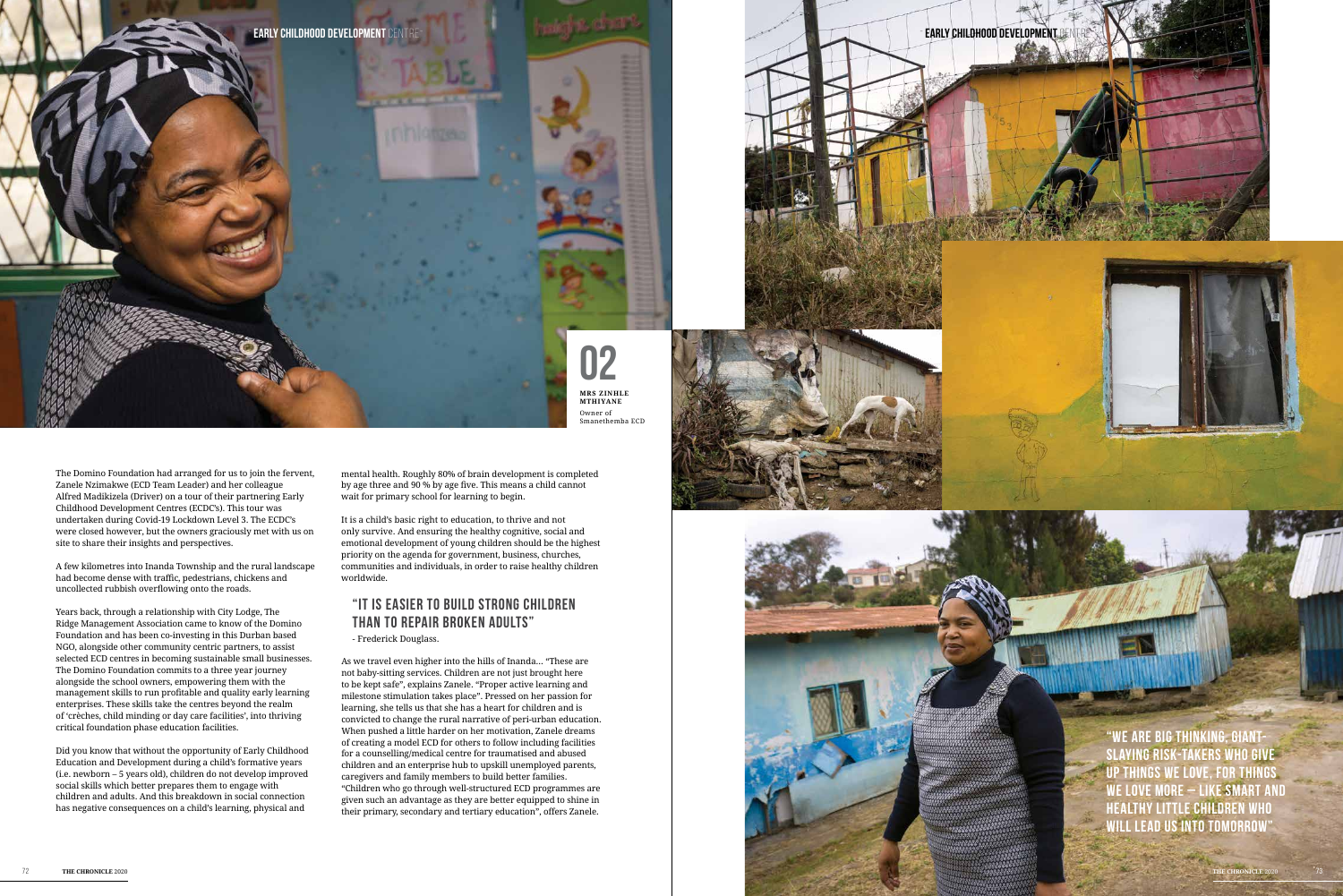# 02

**MRS ZINHLE MTHIYANE**
Owner of Smanethemba ECD

The Domino Foundation had arranged for us to join the fervent, Zanele Nzimakwe (ECD Team Leader) and her colleague Alfred Madikizela (Driver) on a tour of their partnering Early Childhood Development Centres (ECDC's). This tour was undertaken during Covid-19 Lockdown Level 3. The ECDC's were closed however, but the owners graciously met with us on site to share their insights and perspectives.

A few kilometres into Inanda Township and the rural landscape had become dense with traffic, pedestrians, chickens and uncollected rubbish overflowing onto the roads.

Years back, through a relationship with City Lodge, The Ridge Management Association came to know of the Domino Foundation and has been co-investing in this Durban based NGO, alongside other community centric partners, to assist selected ECD centres in becoming sustainable small businesses. The Domino Foundation commits to a three year journey alongside the school owners, empowering them with the management skills to run profitable and quality early learning enterprises. These skills take the centres beyond the realm of 'crèches, child minding or day care facilities', into thriving critical foundation phase education facilities.

Did you know that without the opportunity of Early Childhood Education and Development during a child's formative years (i.e. newborn – 5 years old), children do not develop improved social skills which better prepares them to engage with children and adults. And this breakdown in social connection has negative consequences on a child's learning, physical and mental health. Roughly 80% of brain development is completed by age three and 90 % by age five. This means a child cannot wait for primary school for learning to begin.

It is a child's basic right to education, to thrive and not only survive. And ensuring the healthy cognitive, social and emotional development of young children should be the highest priority on the agenda for government, business, churches, communities and individuals, in order to raise healthy children worldwide.

## "IT IS EASIER TO BUILD STRONG CHILDREN THAN TO REPAIR BROKEN ADULTS"

- Frederick Douglass.

As we travel even higher into the hills of Inanda... "These are not baby-sitting services. Children are not just brought here to be kept safe", explains Zanele. "Proper active learning and milestone stimulation takes place". Pressed on her passion for learning, she tells us that she has a heart for children and is convicted to change the rural narrative of peri-urban education. When pushed a little harder on her motivation, Zanele dreams of creating a model ECD for others to follow including facilities for a counselling/medical centre for traumatised and abused children and an enterprise hub to upskill unemployed parents, caregivers and family members to build better families. "Children who go through well-structured ECD programmes are given such an advantage as they are better equipped to shine in their primary, secondary and tertiary education", offers Zanele.

**"WE ARE BIG THINKING, GIANT-SLAYING RISK-TAKERS WHO GIVE UP THINGS WE LOVE, FOR THINGS WE LOVE MORE – LIKE SMART AND HEALTHY LITTLE CHILDREN WHO WILL LEAD US INTO TOMORROW"**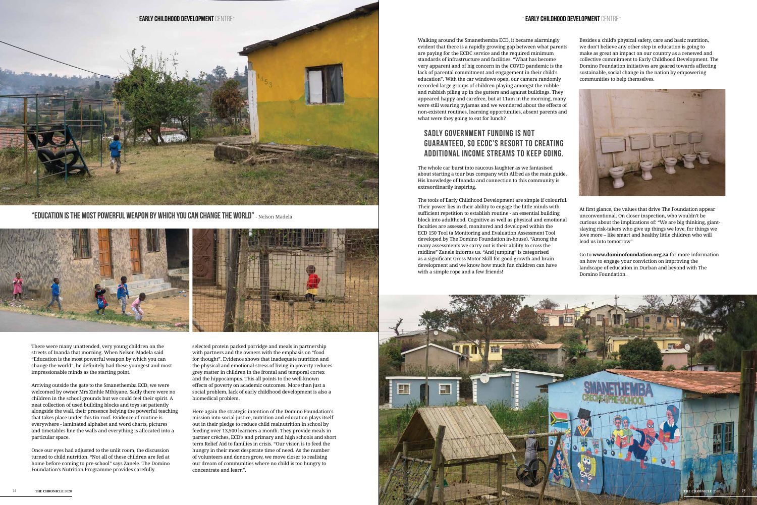**"EDUCATION IS THE MOST POWERFUL WEAPON BY WHICH YOU CAN CHANGE THE WORLD"** - Nelson Madela

There were many unattended, very young children on the streets of Inanda that morning. When Nelson Madela said "Education is the most powerful weapon by which you can change the world", he definitely had these youngest and most impressionable minds as the starting point.

Arriving outside the gate to the Smanethemba ECD, we were welcomed by owner Mrs Zinhle Mthiyane. Sadly there were no children in the school grounds but we could feel their spirit. A neat collection of used building blocks and toys sat patiently alongside the wall, their presence belying the powerful teaching that takes place under this tin roof. Evidence of routine is everywhere - laminated alphabet and word charts, pictures and timetables line the walls and everything is allocated into a particular space.

Once our eyes had adjusted to the unlit room, the discussion turned to child nutrition. "Not all of these children are fed at home before coming to pre-school" says Zanele. The Domino Foundation's Nutrition Programme provides carefully selected protein packed porridge and meals in partnership with partners and the owners with the emphasis on "food for thought". Evidence shows that inadequate nutrition and the physical and emotional stress of living in poverty reduces grey matter in children in the frontal and temporal cortex and the hippocampus. This all points to the well-known effects of poverty on academic outcomes. More than just a social problem, lack of early childhood development is also a biomedical problem.

Here again the strategic intention of the Domino Foundation's mission into social justice, nutrition and education plays itself out in their pledge to reduce child malnutrition in school by feeding over 13,500 learners a month. They provide meals in partner crèches, ECD's and primary and high schools and short term Relief Aid to families in crisis. "Our vision is to feed the hungry in their most desperate time of need. As the number of volunteers and donors grow, we move closer to realising our dream of communities where no child is too hungry to concentrate and learn".

Walking around the Smanethemba ECD, it became alarmingly evident that there is a rapidly growing gap between what parents are paying for the ECDC service and the required minimum standards of infrastructure and facilities. "What has become very apparent and of big concern in the COVID pandemic is the lack of parental commitment and engagement in their child's education". With the car windows open, our camera randomly recorded large groups of children playing amongst the rubble and rubbish piling up in the gutters and against buildings. They appeared happy and carefree, but at 11am in the morning, many were still wearing pyjamas and we wondered about the effects of non-existent routines, learning opportunities, absent parents and what were they going to eat for lunch?

## SADLY GOVERNMENT FUNDING IS NOT GUARANTEED, SO ECDC'S RESORT TO CREATING ADDITIONAL INCOME STREAMS TO KEEP GOING.

The whole car burst into raucous laughter as we fantasised about starting a tour bus company with Alfred as the main guide. His knowledge of Inanda and connection to this community is extraordinarily inspiring.

The tools of Early Childhood Development are simple if colourful. Their power lies in their ability to engage the little minds with sufficient repetition to establish routine - an essential building block into adulthood. Cognitive as well as physical and emotional faculties are assessed, monitored and developed within the ECD 150 Tool (a Monitoring and Evaluation Assessment Tool developed by The Domino Foundation in-house). "Among the many assessments we carry out is their ability to cross the midline" Zanele informs us. "And jumping" is categorised as a significant Gross Motor Skill for good growth and brain development and we know how much fun children can have with a simple rope and a few friends!

Besides a child's physical safety, care and basic nutrition, we don't believe any other step in education is going to make as great an impact on our country as a renewed and collective commitment to Early Childhood Development. The Domino Foundation initiatives are geared towards affecting sustainable, social change in the nation by empowering communities to help themselves.

At first glance, the values that drive The Foundation appear unconventional. On closer inspection, who wouldn't be curious about the implications of: "We are big thinking, giant-slaying risk-takers who give up things we love, for things we love more – like smart and healthy little children who will lead us into tomorrow"

Go to **www.dominofoundation.org.za** for more information on how to engage your conviction on improving the landscape of education in Durban and beyond with The Domino Foundation.